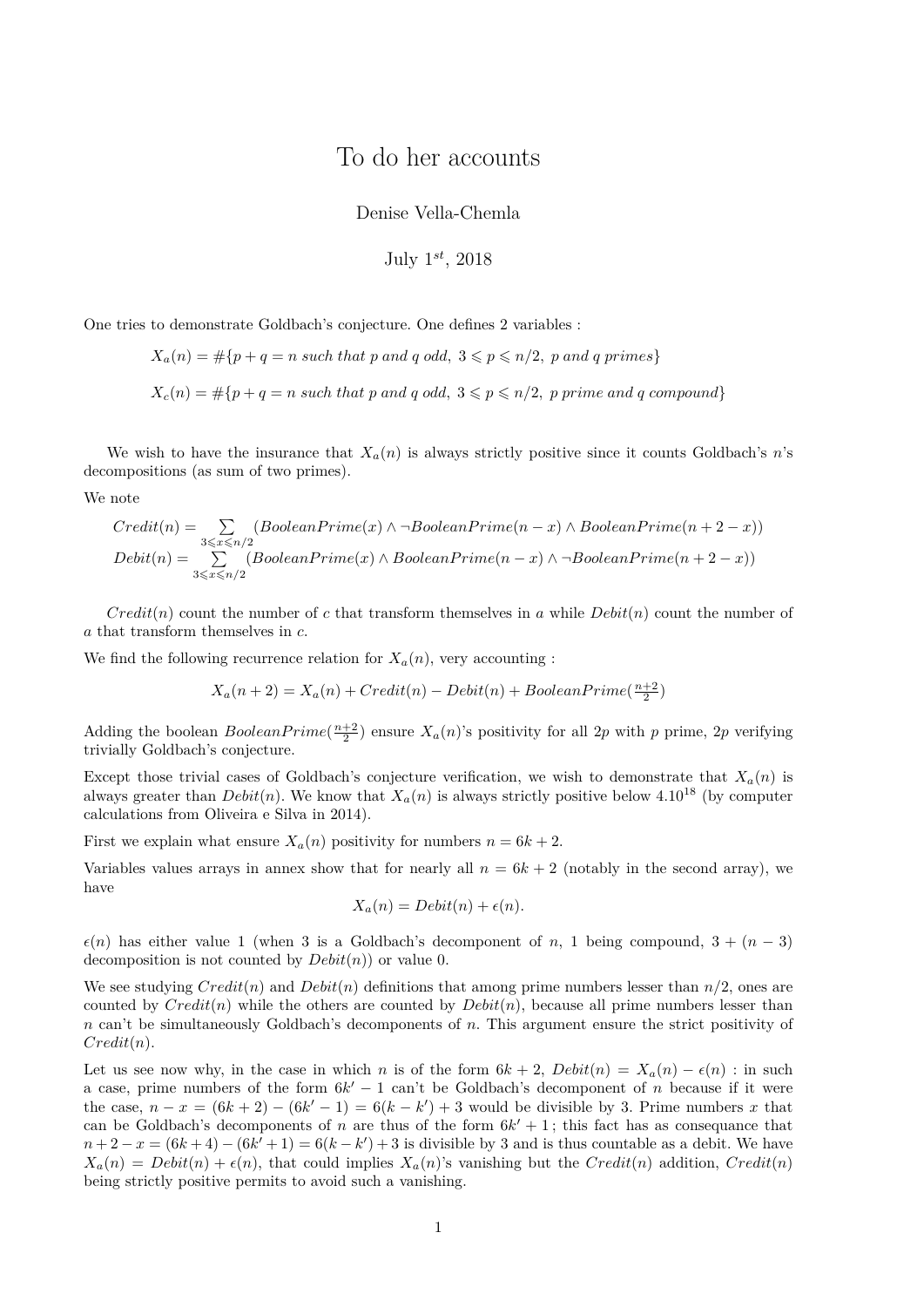# To do her accounts

Denise Vella-Chemla

July $1^{st}$, 2018

One tries to demonstrate Goldbach's conjecture. One defines 2 variables :

$$X_a(n) = \#\{p+q=n \text{ such that } p \text{ and } q \text{ odd},\ 3 \leqslant p \leqslant n/2,\ p \text{ and } q \text{ primes}\}$$

$$X_c(n) = \#\{p+q=n \text{ such that } p \text{ and } q \text{ odd},\ 3 \leqslant p \leqslant n/2,\ p \text{ prime and } q \text{ compound}\}$$

We wish to have the insurance that $X_a(n)$ is always strictly positive since it counts Goldbach's $n$'s decompositions (as sum of two primes).

We note

$$Credit(n) = \sum_{3 \leqslant x \leqslant n/2} (BooleanPrime(x) \wedge \neg BooleanPrime(n-x) \wedge BooleanPrime(n+2-x))$$
$$Debit(n) = \sum_{3 \leqslant x \leqslant n/2} (BooleanPrime(x) \wedge BooleanPrime(n-x) \wedge \neg BooleanPrime(n+2-x))$$

$Credit(n)$ count the number of $c$ that transform themselves in $a$ while $Debit(n)$ count the number of $a$ that transform themselves in $c$.

We find the following recurrence relation for $X_a(n)$, very accounting :

$$X_a(n+2) = X_a(n) + Credit(n) - Debit(n) + BooleanPrime(\tfrac{n+2}{2})$$

Adding the boolean $BooleanPrime(\frac{n+2}{2})$ ensure $X_a(n)$'s positivity for all $2p$ with $p$ prime, $2p$ verifying trivially Goldbach's conjecture.

Except those trivial cases of Goldbach's conjecture verification, we wish to demonstrate that $X_a(n)$ is always greater than $Debit(n)$. We know that $X_a(n)$ is always strictly positive below $4.10^{18}$ (by computer calculations from Oliveira e Silva in 2014).

First we explain what ensure $X_a(n)$ positivity for numbers $n = 6k+2$.

Variables values arrays in annex show that for nearly all $n = 6k+2$ (notably in the second array), we have

$$X_a(n) = Debit(n) + \epsilon(n).$$

$\epsilon(n)$ has either value 1 (when 3 is a Goldbach's decomponent of $n$, 1 being compound, $3 + (n-3)$ decomposition is not counted by $Debit(n)$) or value 0.

We see studying $Credit(n)$ and $Debit(n)$ definitions that among prime numbers lesser than $n/2$, ones are counted by $Credit(n)$ while the others are counted by $Debit(n)$, because all prime numbers lesser than $n$ can't be simultaneously Goldbach's decomponents of $n$. This argument ensure the strict positivity of $Credit(n)$.

Let us see now why, in the case in which $n$ is of the form $6k+2$, $Debit(n) = X_a(n) - \epsilon(n)$ : in such a case, prime numbers of the form $6k'-1$ can't be Goldbach's decomponent of $n$ because if it were the case, $n - x = (6k+2) - (6k'-1) = 6(k-k') + 3$ would be divisible by 3. Prime numbers $x$ that can be Goldbach's decomponents of $n$ are thus of the form $6k'+1$ ; this fact has as consequance that $n+2-x = (6k+4) - (6k'+1) = 6(k-k') + 3$ is divisible by 3 and is thus countable as a debit. We have $X_a(n) = Debit(n) + \epsilon(n)$, that could implies $X_a(n)$'s vanishing but the $Credit(n)$ addition, $Credit(n)$ being strictly positive permits to avoid such a vanishing.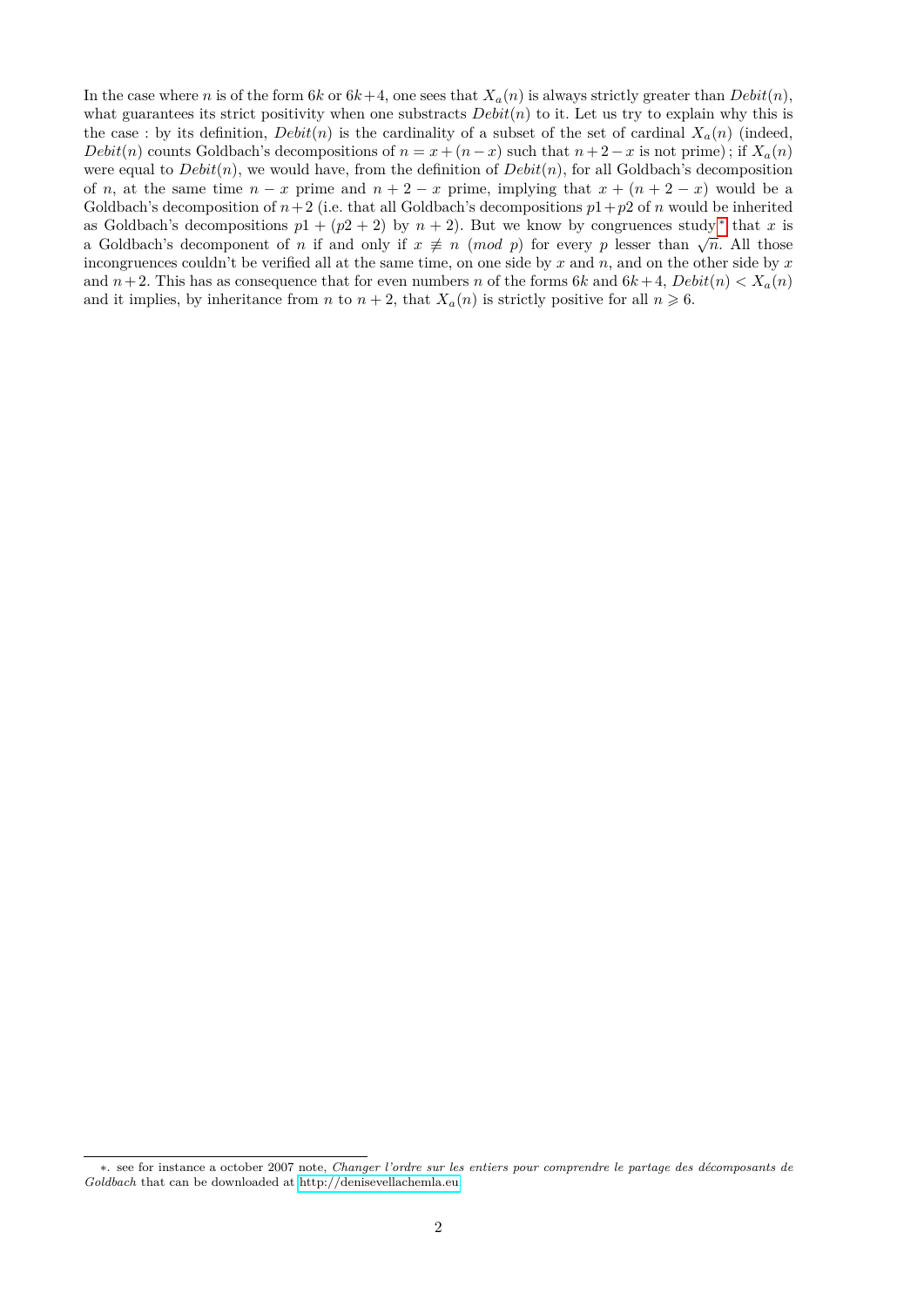In the case where $n$ is of the form $6k$ or $6k+4$, one sees that $X_a(n)$ is always strictly greater than $Debit(n)$, what guarantees its strict positivity when one substracts $Debit(n)$ to it. Let us try to explain why this is the case : by its definition, $Debit(n)$ is the cardinality of a subset of the set of cardinal $X_a(n)$ (indeed, $Debit(n)$ counts Goldbach's decompositions of $n = x + (n-x)$ such that $n+2-x$ is not prime) ; if $X_a(n)$ were equal to $Debit(n)$, we would have, from the definition of $Debit(n)$, for all Goldbach's decomposition of $n$, at the same time $n - x$ prime and $n + 2 - x$ prime, implying that $x + (n + 2 - x)$ would be a Goldbach's decomposition of $n+2$ (i.e. that all Goldbach's decompositions $p1+p2$ of $n$ would be inherited as Goldbach's decompositions $p1 + (p2 + 2)$ by $n + 2$). But we know by congruences study[*] that $x$ is a Goldbach's decomponent of $n$ if and only if $x \not\equiv n \ (mod\ p)$ for every $p$ lesser than $\sqrt{n}$. All those incongruences couldn't be verified all at the same time, on one side by $x$ and $n$, and on the other side by $x$ and $n+2$. This has as consequence that for even numbers $n$ of the forms $6k$ and $6k+4$, $Debit(n) < X_a(n)$ and it implies, by inheritance from $n$ to $n+2$, that $X_a(n)$ is strictly positive for all $n \geqslant 6$.

---

[*] see for instance a october 2007 note, *Changer l'ordre sur les entiers pour comprendre le partage des décomposants de Goldbach* that can be downloaded at http://denisevellachemla.eu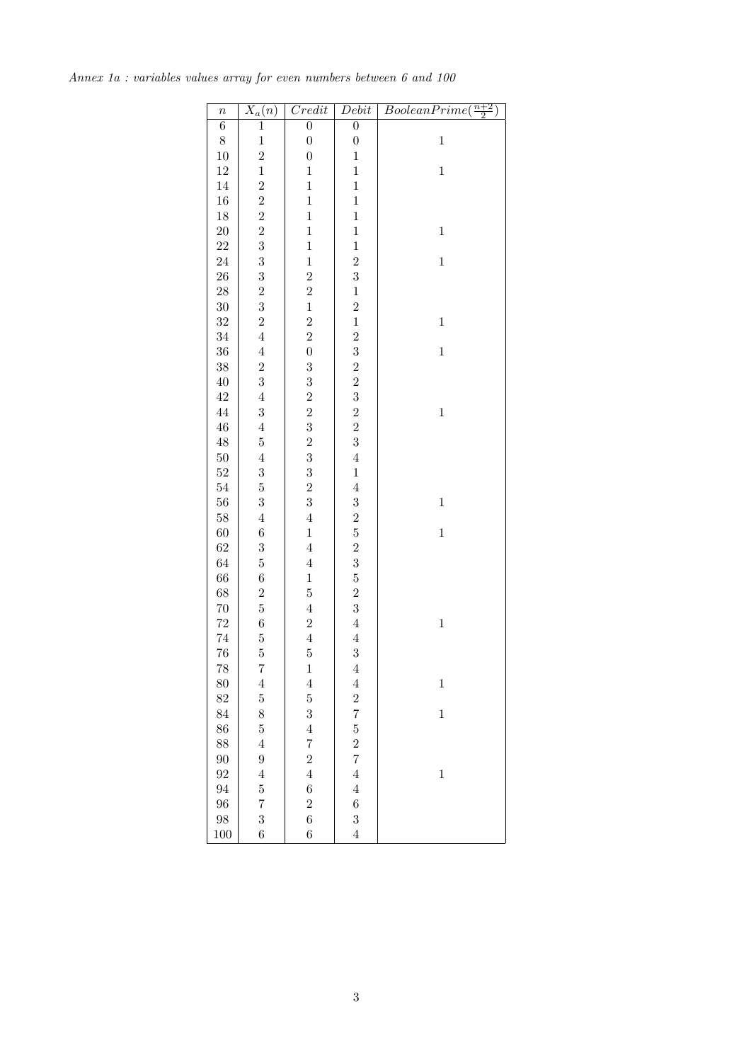*Annex 1a : variables values array for even numbers between 6 and 100*

| $n$ | $X_a(n)$ | $Credit$ | $Debit$ | $BooleanPrime(\frac{n+2}{2})$ |
|---|---|---|---|---|
| 6 | 1 | 0 | 0 | |
| 8 | 1 | 0 | 0 | 1 |
| 10 | 2 | 0 | 1 | |
| 12 | 1 | 1 | 1 | 1 |
| 14 | 2 | 1 | 1 | |
| 16 | 2 | 1 | 1 | |
| 18 | 2 | 1 | 1 | |
| 20 | 2 | 1 | 1 | 1 |
| 22 | 3 | 1 | 1 | |
| 24 | 3 | 1 | 2 | 1 |
| 26 | 3 | 2 | 3 | |
| 28 | 2 | 2 | 1 | |
| 30 | 3 | 1 | 2 | |
| 32 | 2 | 2 | 1 | 1 |
| 34 | 4 | 2 | 2 | |
| 36 | 4 | 0 | 3 | 1 |
| 38 | 2 | 3 | 2 | |
| 40 | 3 | 3 | 2 | |
| 42 | 4 | 2 | 3 | |
| 44 | 3 | 2 | 2 | 1 |
| 46 | 4 | 3 | 2 | |
| 48 | 5 | 2 | 3 | |
| 50 | 4 | 3 | 4 | |
| 52 | 3 | 3 | 1 | |
| 54 | 5 | 2 | 4 | |
| 56 | 3 | 3 | 3 | 1 |
| 58 | 4 | 4 | 2 | |
| 60 | 6 | 1 | 5 | 1 |
| 62 | 3 | 4 | 2 | |
| 64 | 5 | 4 | 3 | |
| 66 | 6 | 1 | 5 | |
| 68 | 2 | 5 | 2 | |
| 70 | 5 | 4 | 3 | |
| 72 | 6 | 2 | 4 | 1 |
| 74 | 5 | 4 | 4 | |
| 76 | 5 | 5 | 3 | |
| 78 | 7 | 1 | 4 | |
| 80 | 4 | 4 | 4 | 1 |
| 82 | 5 | 5 | 2 | |
| 84 | 8 | 3 | 7 | 1 |
| 86 | 5 | 4 | 5 | |
| 88 | 4 | 7 | 2 | |
| 90 | 9 | 2 | 7 | |
| 92 | 4 | 4 | 4 | 1 |
| 94 | 5 | 6 | 4 | |
| 96 | 7 | 2 | 6 | |
| 98 | 3 | 6 | 3 | |
| 100 | 6 | 6 | 4 | |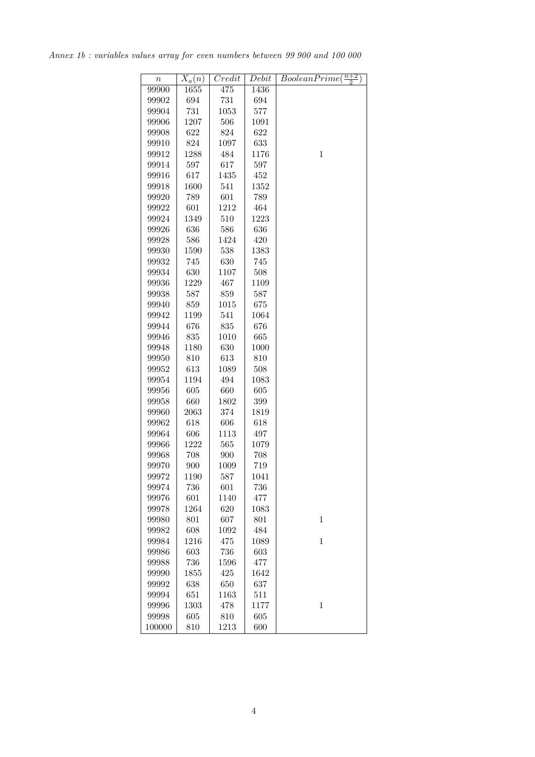*Annex 1b : variables values array for even numbers between 99 900 and 100 000*

| $n$ | $X_a(n)$ | $Credit$ | $Debit$ | $BooleanPrime(\frac{n+2}{2})$ |
|---|---|---|---|---|
| 99900 | 1655 | 475 | 1436 | |
| 99902 | 694 | 731 | 694 | |
| 99904 | 731 | 1053 | 577 | |
| 99906 | 1207 | 506 | 1091 | |
| 99908 | 622 | 824 | 622 | |
| 99910 | 824 | 1097 | 633 | |
| 99912 | 1288 | 484 | 1176 | 1 |
| 99914 | 597 | 617 | 597 | |
| 99916 | 617 | 1435 | 452 | |
| 99918 | 1600 | 541 | 1352 | |
| 99920 | 789 | 601 | 789 | |
| 99922 | 601 | 1212 | 464 | |
| 99924 | 1349 | 510 | 1223 | |
| 99926 | 636 | 586 | 636 | |
| 99928 | 586 | 1424 | 420 | |
| 99930 | 1590 | 538 | 1383 | |
| 99932 | 745 | 630 | 745 | |
| 99934 | 630 | 1107 | 508 | |
| 99936 | 1229 | 467 | 1109 | |
| 99938 | 587 | 859 | 587 | |
| 99940 | 859 | 1015 | 675 | |
| 99942 | 1199 | 541 | 1064 | |
| 99944 | 676 | 835 | 676 | |
| 99946 | 835 | 1010 | 665 | |
| 99948 | 1180 | 630 | 1000 | |
| 99950 | 810 | 613 | 810 | |
| 99952 | 613 | 1089 | 508 | |
| 99954 | 1194 | 494 | 1083 | |
| 99956 | 605 | 660 | 605 | |
| 99958 | 660 | 1802 | 399 | |
| 99960 | 2063 | 374 | 1819 | |
| 99962 | 618 | 606 | 618 | |
| 99964 | 606 | 1113 | 497 | |
| 99966 | 1222 | 565 | 1079 | |
| 99968 | 708 | 900 | 708 | |
| 99970 | 900 | 1009 | 719 | |
| 99972 | 1190 | 587 | 1041 | |
| 99974 | 736 | 601 | 736 | |
| 99976 | 601 | 1140 | 477 | |
| 99978 | 1264 | 620 | 1083 | |
| 99980 | 801 | 607 | 801 | 1 |
| 99982 | 608 | 1092 | 484 | |
| 99984 | 1216 | 475 | 1089 | 1 |
| 99986 | 603 | 736 | 603 | |
| 99988 | 736 | 1596 | 477 | |
| 99990 | 1855 | 425 | 1642 | |
| 99992 | 638 | 650 | 637 | |
| 99994 | 651 | 1163 | 511 | |
| 99996 | 1303 | 478 | 1177 | 1 |
| 99998 | 605 | 810 | 605 | |
| 100000 | 810 | 1213 | 600 | |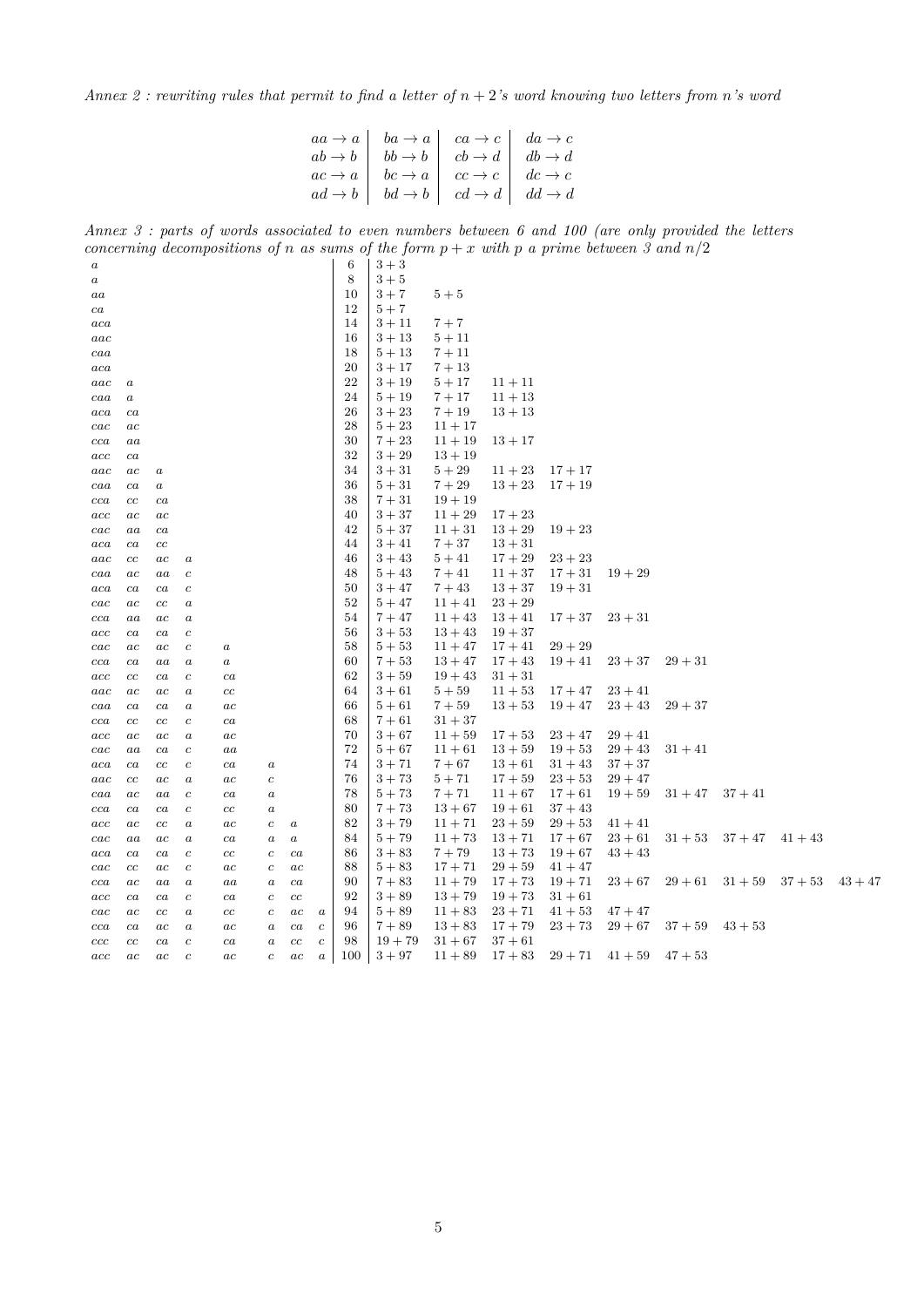*Annex 2 : rewriting rules that permit to find a letter of $n+2$'s word knowing two letters from $n$'s word*

| | | | |
|---|---|---|---|
| $aa \to a$ | $ba \to a$ | $ca \to c$ | $da \to c$ |
| $ab \to b$ | $bb \to b$ | $cb \to d$ | $db \to d$ |
| $ac \to a$ | $bc \to a$ | $cc \to c$ | $dc \to c$ |
| $ad \to b$ | $bd \to b$ | $cd \to d$ | $dd \to d$ |

*Annex 3 : parts of words associated to even numbers between 6 and 100 (are only provided the letters concerning decompositions of $n$ as sums of the form $p+x$ with $p$ a prime between 3 and $n/2$*

| | | | | | | | | | | | | | | | | | |
|---|---|---|---|---|---|---|---|---|---|---|---|---|---|---|---|---|---|
| a | | | | | | | | 6 | 3+3 | | | | | | | | |
| a | | | | | | | | 8 | 3+5 | | | | | | | | |
| aa | | | | | | | | 10 | 3+7 | 5+5 | | | | | | | |
| ca | | | | | | | | 12 | 5+7 | | | | | | | | |
| aca | | | | | | | | 14 | 3+11 | 7+7 | | | | | | | |
| aac | | | | | | | | 16 | 3+13 | 5+11 | | | | | | | |
| caa | | | | | | | | 18 | 5+13 | 7+11 | | | | | | | |
| aca | | | | | | | | 20 | 3+17 | 7+13 | | | | | | | |
| aac | a | | | | | | | 22 | 3+19 | 5+17 | 11+11 | | | | | | |
| caa | a | | | | | | | 24 | 5+19 | 7+17 | 11+13 | | | | | | |
| aca | ca | | | | | | | 26 | 3+23 | 7+19 | 13+13 | | | | | | |
| cac | ac | | | | | | | 28 | 5+23 | 11+17 | | | | | | | |
| cca | aa | | | | | | | 30 | 7+23 | 11+19 | 13+17 | | | | | | |
| acc | ca | | | | | | | 32 | 3+29 | 13+19 | | | | | | | |
| aac | ac | a | | | | | | 34 | 3+31 | 5+29 | 11+23 | 17+17 | | | | | |
| caa | ca | a | | | | | | 36 | 5+31 | 7+29 | 13+23 | 17+19 | | | | | |
| cca | cc | ca | | | | | | 38 | 7+31 | 19+19 | | | | | | | |
| acc | ac | ac | | | | | | 40 | 3+37 | 11+29 | 17+23 | | | | | | |
| cac | aa | ca | | | | | | 42 | 5+37 | 11+31 | 13+29 | 19+23 | | | | | |
| aca | ca | cc | | | | | | 44 | 3+41 | 7+37 | 13+31 | | | | | | |
| aac | cc | ac | a | | | | | 46 | 3+43 | 5+41 | 17+29 | 23+23 | | | | | |
| caa | ac | aa | c | | | | | 48 | 5+43 | 7+41 | 11+37 | 17+31 | 19+29 | | | | |
| aca | ca | ca | c | | | | | 50 | 3+47 | 7+43 | 13+37 | 19+31 | | | | | |
| cac | ac | cc | a | | | | | 52 | 5+47 | 11+41 | 23+29 | | | | | | |
| cca | aa | ac | a | | | | | 54 | 7+47 | 11+43 | 13+41 | 17+37 | 23+31 | | | | |
| acc | ca | ca | c | | | | | 56 | 3+53 | 13+43 | 19+37 | | | | | | |
| cac | ac | ac | c | a | | | | 58 | 5+53 | 11+47 | 17+41 | 29+29 | | | | | |
| cca | ca | aa | a | a | | | | 60 | 7+53 | 13+47 | 17+43 | 19+41 | 23+37 | 29+31 | | | |
| acc | cc | ca | c | ca | | | | 62 | 3+59 | 19+43 | 31+31 | | | | | | |
| aac | ac | ac | a | cc | | | | 64 | 3+61 | 5+59 | 11+53 | 17+47 | 23+41 | | | | |
| caa | ca | ca | a | ac | | | | 66 | 5+61 | 7+59 | 13+53 | 19+47 | 23+43 | 29+37 | | | |
| cca | cc | cc | c | ca | | | | 68 | 7+61 | 31+37 | | | | | | | |
| acc | ac | ac | a | ac | | | | 70 | 3+67 | 11+59 | 17+53 | 23+47 | 29+41 | | | | |
| cac | aa | ca | c | aa | | | | 72 | 5+67 | 11+61 | 13+59 | 19+53 | 29+43 | 31+41 | | | |
| aca | ca | cc | c | ca | a | | | 74 | 3+71 | 7+67 | 13+61 | 31+43 | 37+37 | | | | |
| aac | cc | ac | a | ac | c | | | 76 | 3+73 | 5+71 | 17+59 | 23+53 | 29+47 | | | | |
| caa | ac | aa | c | ca | a | | | 78 | 5+73 | 7+71 | 11+67 | 17+61 | 19+59 | 31+47 | 37+41 | | |
| cca | ca | ca | c | cc | a | | | 80 | 7+73 | 13+67 | 19+61 | 37+43 | | | | | |
| acc | ac | cc | a | ac | c | a | | 82 | 3+79 | 11+71 | 23+59 | 29+53 | 41+41 | | | | |
| cac | aa | ac | a | ca | a | a | | 84 | 5+79 | 11+73 | 13+71 | 17+67 | 23+61 | 31+53 | 37+47 | 41+43 | |
| aca | ca | ca | c | cc | c | ca | | 86 | 3+83 | 7+79 | 13+73 | 19+67 | 43+43 | | | | |
| cac | cc | ac | c | ac | c | ac | | 88 | 5+83 | 17+71 | 29+59 | 41+47 | | | | | |
| cca | ac | aa | a | aa | a | ca | | 90 | 7+83 | 11+79 | 17+73 | 19+71 | 23+67 | 29+61 | 31+59 | 37+53 | 43+47 |
| acc | ca | ca | c | ca | c | cc | | 92 | 3+89 | 13+79 | 19+73 | 31+61 | | | | | |
| cac | ac | cc | a | cc | c | ac | a | 94 | 5+89 | 11+83 | 23+71 | 41+53 | 47+47 | | | | |
| cca | ca | ac | a | ac | a | ca | c | 96 | 7+89 | 13+83 | 17+79 | 23+73 | 29+67 | 37+59 | 43+53 | | |
| ccc | cc | ca | c | ca | a | cc | c | 98 | 19+79 | 31+67 | 37+61 | | | | | | |
| acc | ac | ac | c | ac | c | ac | a | 100 | 3+97 | 11+89 | 17+83 | 29+71 | 41+59 | 47+53 | | | |